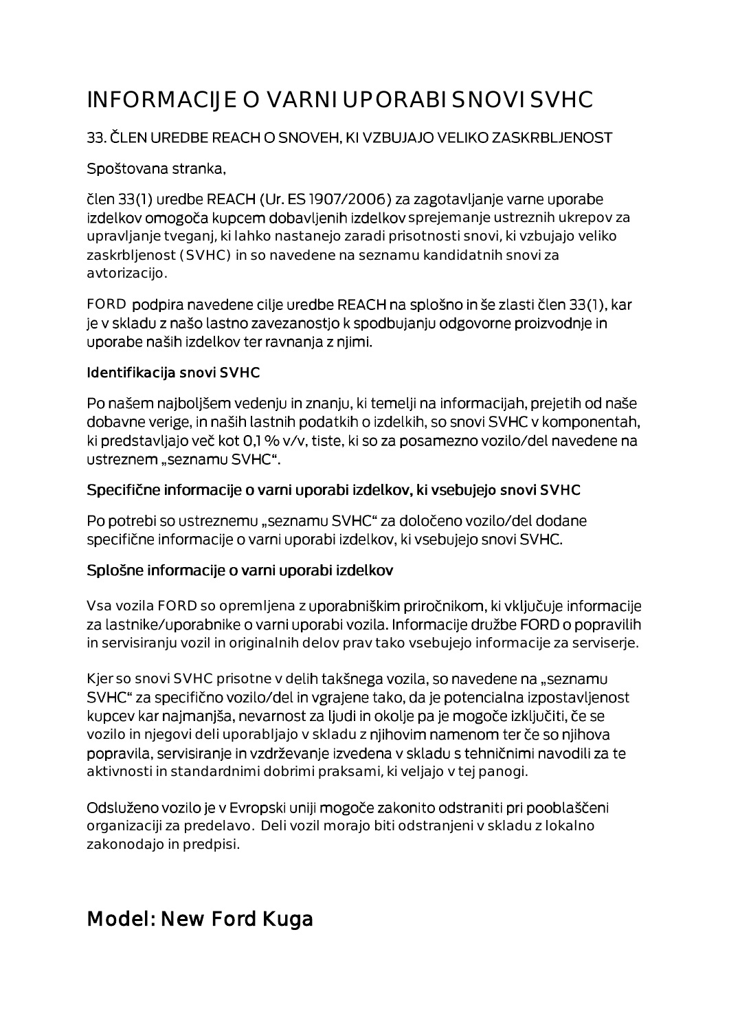# INFORMACIJE O VARNI UPORABI SNOVI SVHC

33. ČLEN UREDBE REACH O SNOVEH, KI VZBUJAJO VELIKO ZASKRBLJENOST

Spoštovana stranka,

člen 33(1) uredbe REACH (Ur. ES 1907/2006) za zagotavljanje varne uporabe izdelkov omogoča kupcem dobavljenih izdelkov sprejemanje ustreznih ukrepov za upravljanje tveganj, ki lahko nastanejo zaradi prisotnosti snovi, ki vzbujajo veliko zaskrbljenost (SVHC) in so navedene na seznamu kandidatnih snovi za avtorizacijo.

FORD podpira navedene cilje uredbe REACH na splošno in še zlasti člen 33(1), kar je v skladu z našo lastno zavezanostjo k spodbujanju odgovorne proizvodnje in uporabe naših izdelkov ter ravnanja z njimi.

**Identifikacija snovi SVHC**

Po našem najboljšem vedenju in znanju, ki temelji na informacijah, prejetih od naše dobavne verige, in naših lastnih podatkih o izdelkih, so snovi SVHC v komponentah, ki predstavljajo več kot 0,1 % v/v, tiste, ki so za posamezno vozilo/del navedene na ustreznem „seznamu SVHC".

**Specifične informacije o varni uporabi izdelkov, ki vsebujejo snovi SVHC**

Po potrebi so ustreznemu „seznamu SVHC" za določeno vozilo/del dodane specifične informacije o varni uporabi izdelkov, ki vsebujejo snovi SVHC.

**Splošne informacije o varni uporabi izdelkov**

Vsa vozila FORD so opremljena z uporabniškim priročnikom, ki vključuje informacije za lastnike/uporabnike o varni uporabi vozila. Informacije družbe FORD o popravilih in servisiranju vozil in originalnih delov prav tako vsebujejo informacije za serviserje.

Kjer so snovi SVHC prisotne v delih takšnega vozila, so navedene na „seznamu SVHC" za specifično vozilo/del in vgrajene tako, da je potencialna izpostavljenost kupcev kar najmanjša, nevarnost za ljudi in okolje pa je mogoče izključiti, če se vozilo in njegovi deli uporabljajo v skladu z njihovim namenom ter če so njihova popravila, servisiranje in vzdrževanje izvedena v skladu s tehničnimi navodili za te aktivnosti in standardnimi dobrimi praksami, ki veljajo v tej panogi.

Odsluženo vozilo je v Evropski uniji mogoče zakonito odstraniti pri pooblaščeni organizaciji za predelavo. Deli vozil morajo biti odstranjeni v skladu z lokalno zakonodajo in predpisi.

## Model: New Ford Kuga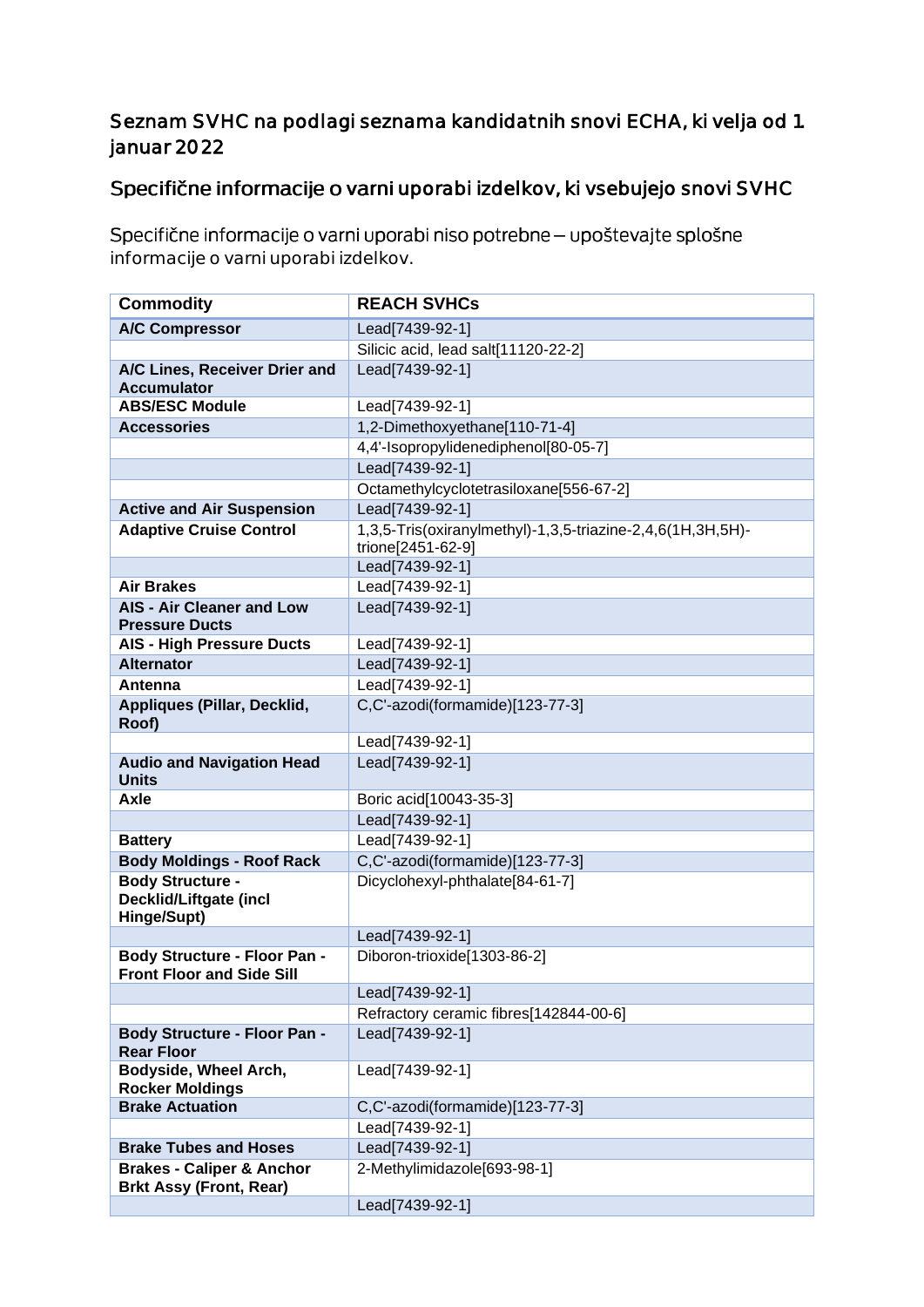## Seznam SVHC na podlagi seznama kandidatnih snovi ECHA, ki velja od 1 januar 2022

## Specifične informacije o varni uporabi izdelkov, ki vsebujejo snovi SVHC

Specifične informacije o varni uporabi niso potrebne – upoštevajte splošne informacije o varni uporabi izdelkov.

| Commodity | REACH SVHCs |
|---|---|
| **A/C Compressor** | Lead[7439-92-1] |
| | Silicic acid, lead salt[11120-22-2] |
| **A/C Lines, Receiver Drier and Accumulator** | Lead[7439-92-1] |
| **ABS/ESC Module** | Lead[7439-92-1] |
| **Accessories** | 1,2-Dimethoxyethane[110-71-4] |
| | 4,4'-Isopropylidenediphenol[80-05-7] |
| | Lead[7439-92-1] |
| | Octamethylcyclotetrasiloxane[556-67-2] |
| **Active and Air Suspension** | Lead[7439-92-1] |
| **Adaptive Cruise Control** | 1,3,5-Tris(oxiranylmethyl)-1,3,5-triazine-2,4,6(1H,3H,5H)-trione[2451-62-9] |
| | Lead[7439-92-1] |
| **Air Brakes** | Lead[7439-92-1] |
| **AIS - Air Cleaner and Low Pressure Ducts** | Lead[7439-92-1] |
| **AIS - High Pressure Ducts** | Lead[7439-92-1] |
| **Alternator** | Lead[7439-92-1] |
| **Antenna** | Lead[7439-92-1] |
| **Appliques (Pillar, Decklid, Roof)** | C,C'-azodi(formamide)[123-77-3] |
| | Lead[7439-92-1] |
| **Audio and Navigation Head Units** | Lead[7439-92-1] |
| **Axle** | Boric acid[10043-35-3] |
| | Lead[7439-92-1] |
| **Battery** | Lead[7439-92-1] |
| **Body Moldings - Roof Rack** | C,C'-azodi(formamide)[123-77-3] |
| **Body Structure - Decklid/Liftgate (incl Hinge/Supt)** | Dicyclohexyl-phthalate[84-61-7] |
| | Lead[7439-92-1] |
| **Body Structure - Floor Pan - Front Floor and Side Sill** | Diboron-trioxide[1303-86-2] |
| | Lead[7439-92-1] |
| | Refractory ceramic fibres[142844-00-6] |
| **Body Structure - Floor Pan - Rear Floor** | Lead[7439-92-1] |
| **Bodyside, Wheel Arch, Rocker Moldings** | Lead[7439-92-1] |
| **Brake Actuation** | C,C'-azodi(formamide)[123-77-3] |
| | Lead[7439-92-1] |
| **Brake Tubes and Hoses** | Lead[7439-92-1] |
| **Brakes - Caliper & Anchor Brkt Assy (Front, Rear)** | 2-Methylimidazole[693-98-1] |
| | Lead[7439-92-1] |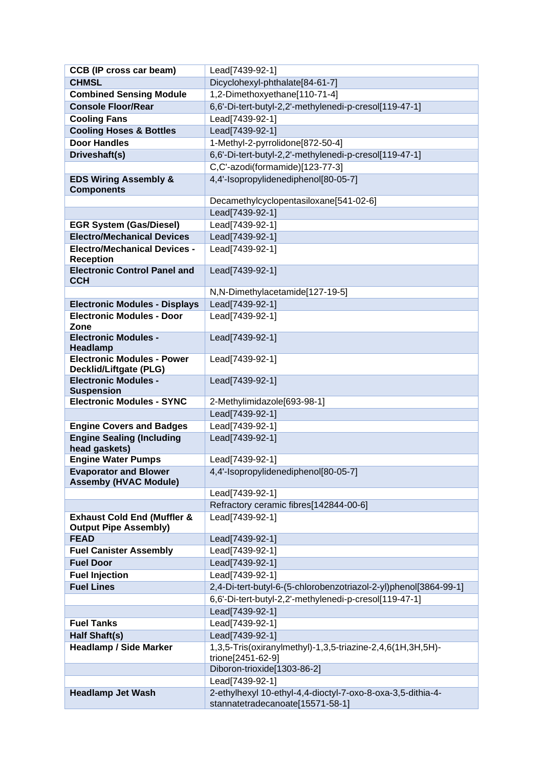| **CCB (IP cross car beam)** | Lead[7439-92-1] |
|---|---|
| **CHMSL** | Dicyclohexyl-phthalate[84-61-7] |
| **Combined Sensing Module** | 1,2-Dimethoxyethane[110-71-4] |
| **Console Floor/Rear** | 6,6'-Di-tert-butyl-2,2'-methylenedi-p-cresol[119-47-1] |
| **Cooling Fans** | Lead[7439-92-1] |
| **Cooling Hoses & Bottles** | Lead[7439-92-1] |
| **Door Handles** | 1-Methyl-2-pyrrolidone[872-50-4] |
| **Driveshaft(s)** | 6,6'-Di-tert-butyl-2,2'-methylenedi-p-cresol[119-47-1] |
| | C,C'-azodi(formamide)[123-77-3] |
| **EDS Wiring Assembly & Components** | 4,4'-Isopropylidenediphenol[80-05-7] |
| | Decamethylcyclopentasiloxane[541-02-6] |
| | Lead[7439-92-1] |
| **EGR System (Gas/Diesel)** | Lead[7439-92-1] |
| **Electro/Mechanical Devices** | Lead[7439-92-1] |
| **Electro/Mechanical Devices - Reception** | Lead[7439-92-1] |
| **Electronic Control Panel and CCH** | Lead[7439-92-1] |
| | N,N-Dimethylacetamide[127-19-5] |
| **Electronic Modules - Displays** | Lead[7439-92-1] |
| **Electronic Modules - Door Zone** | Lead[7439-92-1] |
| **Electronic Modules - Headlamp** | Lead[7439-92-1] |
| **Electronic Modules - Power Decklid/Liftgate (PLG)** | Lead[7439-92-1] |
| **Electronic Modules - Suspension** | Lead[7439-92-1] |
| **Electronic Modules - SYNC** | 2-Methylimidazole[693-98-1] |
| | Lead[7439-92-1] |
| **Engine Covers and Badges** | Lead[7439-92-1] |
| **Engine Sealing (Including head gaskets)** | Lead[7439-92-1] |
| **Engine Water Pumps** | Lead[7439-92-1] |
| **Evaporator and Blower Assemby (HVAC Module)** | 4,4'-Isopropylidenediphenol[80-05-7] |
| | Lead[7439-92-1] |
| | Refractory ceramic fibres[142844-00-6] |
| **Exhaust Cold End (Muffler & Output Pipe Assembly)** | Lead[7439-92-1] |
| **FEAD** | Lead[7439-92-1] |
| **Fuel Canister Assembly** | Lead[7439-92-1] |
| **Fuel Door** | Lead[7439-92-1] |
| **Fuel Injection** | Lead[7439-92-1] |
| **Fuel Lines** | 2,4-Di-tert-butyl-6-(5-chlorobenzotriazol-2-yl)phenol[3864-99-1] |
| | 6,6'-Di-tert-butyl-2,2'-methylenedi-p-cresol[119-47-1] |
| | Lead[7439-92-1] |
| **Fuel Tanks** | Lead[7439-92-1] |
| **Half Shaft(s)** | Lead[7439-92-1] |
| **Headlamp / Side Marker** | 1,3,5-Tris(oxiranylmethyl)-1,3,5-triazine-2,4,6(1H,3H,5H)-trione[2451-62-9] |
| | Diboron-trioxide[1303-86-2] |
| | Lead[7439-92-1] |
| **Headlamp Jet Wash** | 2-ethylhexyl 10-ethyl-4,4-dioctyl-7-oxo-8-oxa-3,5-dithia-4-stannatetradecanoate[15571-58-1] |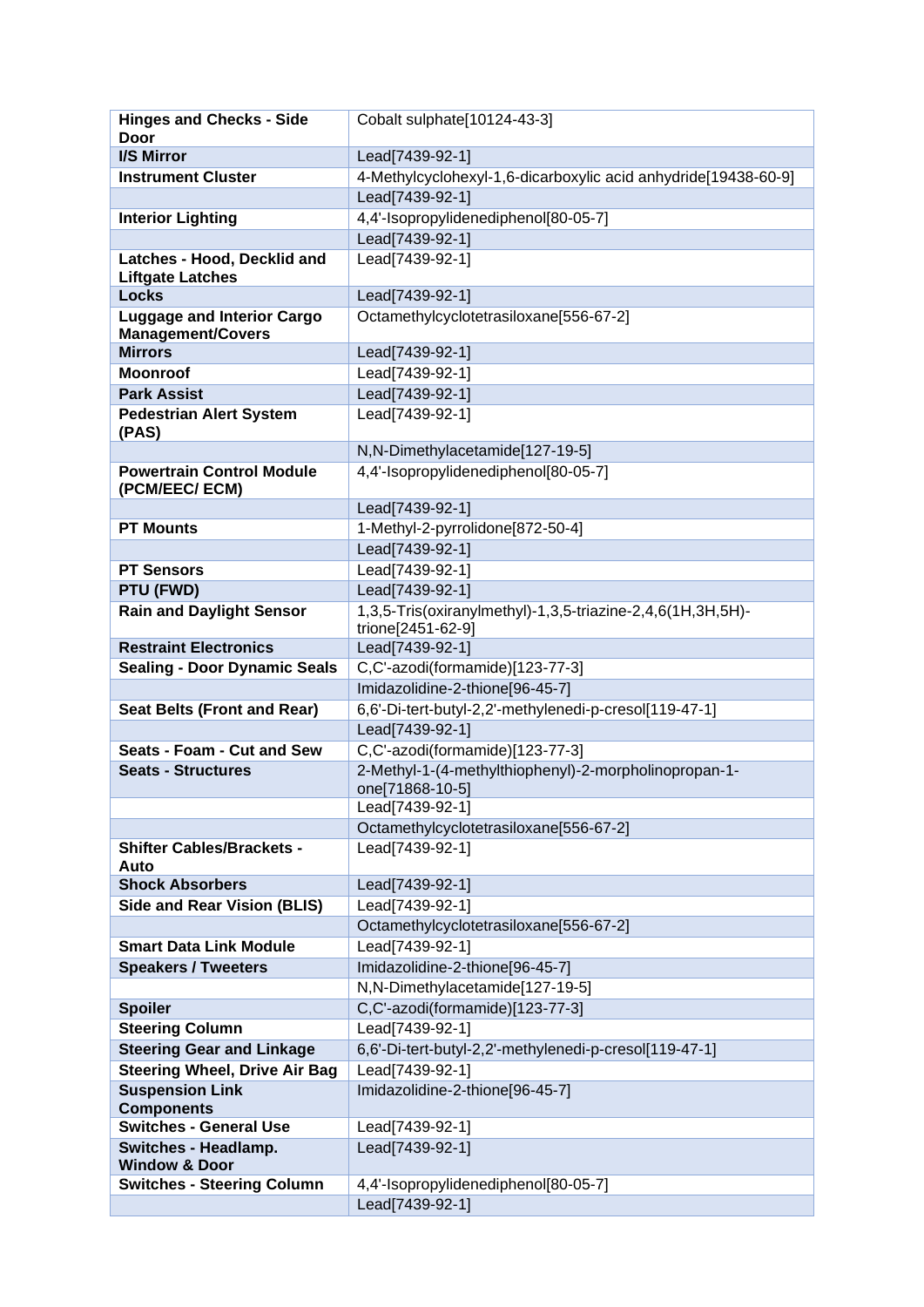| | |
|---|---|
| **Hinges and Checks - Side Door** | Cobalt sulphate[10124-43-3] |
| **I/S Mirror** | Lead[7439-92-1] |
| **Instrument Cluster** | 4-Methylcyclohexyl-1,6-dicarboxylic acid anhydride[19438-60-9] |
| | Lead[7439-92-1] |
| **Interior Lighting** | 4,4'-Isopropylidenediphenol[80-05-7] |
| | Lead[7439-92-1] |
| **Latches - Hood, Decklid and Liftgate Latches** | Lead[7439-92-1] |
| **Locks** | Lead[7439-92-1] |
| **Luggage and Interior Cargo Management/Covers** | Octamethylcyclotetrasiloxane[556-67-2] |
| **Mirrors** | Lead[7439-92-1] |
| **Moonroof** | Lead[7439-92-1] |
| **Park Assist** | Lead[7439-92-1] |
| **Pedestrian Alert System (PAS)** | Lead[7439-92-1] |
| | N,N-Dimethylacetamide[127-19-5] |
| **Powertrain Control Module (PCM/EEC/ ECM)** | 4,4'-Isopropylidenediphenol[80-05-7] |
| | Lead[7439-92-1] |
| **PT Mounts** | 1-Methyl-2-pyrrolidone[872-50-4] |
| | Lead[7439-92-1] |
| **PT Sensors** | Lead[7439-92-1] |
| **PTU (FWD)** | Lead[7439-92-1] |
| **Rain and Daylight Sensor** | 1,3,5-Tris(oxiranylmethyl)-1,3,5-triazine-2,4,6(1H,3H,5H)-trione[2451-62-9] |
| **Restraint Electronics** | Lead[7439-92-1] |
| **Sealing - Door Dynamic Seals** | C,C'-azodi(formamide)[123-77-3] |
| | Imidazolidine-2-thione[96-45-7] |
| **Seat Belts (Front and Rear)** | 6,6'-Di-tert-butyl-2,2'-methylenedi-p-cresol[119-47-1] |
| | Lead[7439-92-1] |
| **Seats - Foam - Cut and Sew** | C,C'-azodi(formamide)[123-77-3] |
| **Seats - Structures** | 2-Methyl-1-(4-methylthiophenyl)-2-morpholinopropan-1-one[71868-10-5] |
| | Lead[7439-92-1] |
| | Octamethylcyclotetrasiloxane[556-67-2] |
| **Shifter Cables/Brackets - Auto** | Lead[7439-92-1] |
| **Shock Absorbers** | Lead[7439-92-1] |
| **Side and Rear Vision (BLIS)** | Lead[7439-92-1] |
| | Octamethylcyclotetrasiloxane[556-67-2] |
| **Smart Data Link Module** | Lead[7439-92-1] |
| **Speakers / Tweeters** | Imidazolidine-2-thione[96-45-7] |
| | N,N-Dimethylacetamide[127-19-5] |
| **Spoiler** | C,C'-azodi(formamide)[123-77-3] |
| **Steering Column** | Lead[7439-92-1] |
| **Steering Gear and Linkage** | 6,6'-Di-tert-butyl-2,2'-methylenedi-p-cresol[119-47-1] |
| **Steering Wheel, Drive Air Bag** | Lead[7439-92-1] |
| **Suspension Link Components** | Imidazolidine-2-thione[96-45-7] |
| **Switches - General Use** | Lead[7439-92-1] |
| **Switches - Headlamp. Window & Door** | Lead[7439-92-1] |
| **Switches - Steering Column** | 4,4'-Isopropylidenediphenol[80-05-7] |
| | Lead[7439-92-1] |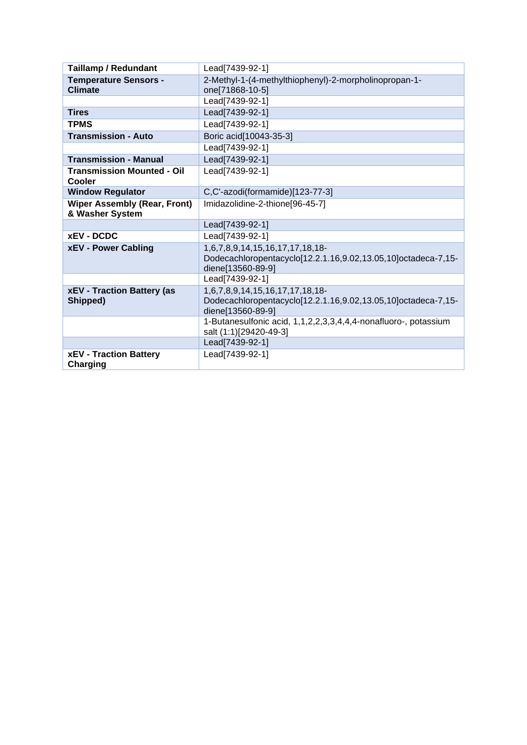| | |
|---|---|
| **Taillamp / Redundant** | Lead[7439-92-1] |
| **Temperature Sensors - Climate** | 2-Methyl-1-(4-methylthiophenyl)-2-morpholinopropan-1-one[71868-10-5] |
| | Lead[7439-92-1] |
| **Tires** | Lead[7439-92-1] |
| **TPMS** | Lead[7439-92-1] |
| **Transmission - Auto** | Boric acid[10043-35-3] |
| | Lead[7439-92-1] |
| **Transmission - Manual** | Lead[7439-92-1] |
| **Transmission Mounted - Oil Cooler** | Lead[7439-92-1] |
| **Window Regulator** | C,C'-azodi(formamide)[123-77-3] |
| **Wiper Assembly (Rear, Front) & Washer System** | Imidazolidine-2-thione[96-45-7] |
| | Lead[7439-92-1] |
| **xEV - DCDC** | Lead[7439-92-1] |
| **xEV - Power Cabling** | 1,6,7,8,9,14,15,16,17,17,18,18-Dodecachloropentacyclo[12.2.1.16,9.02,13.05,10]octadeca-7,15-diene[13560-89-9] |
| | Lead[7439-92-1] |
| **xEV - Traction Battery (as Shipped)** | 1,6,7,8,9,14,15,16,17,17,18,18-Dodecachloropentacyclo[12.2.1.16,9.02,13.05,10]octadeca-7,15-diene[13560-89-9] |
| | 1-Butanesulfonic acid, 1,1,2,2,3,3,4,4,4-nonafluoro-, potassium salt (1:1)[29420-49-3] |
| | Lead[7439-92-1] |
| **xEV - Traction Battery Charging** | Lead[7439-92-1] |